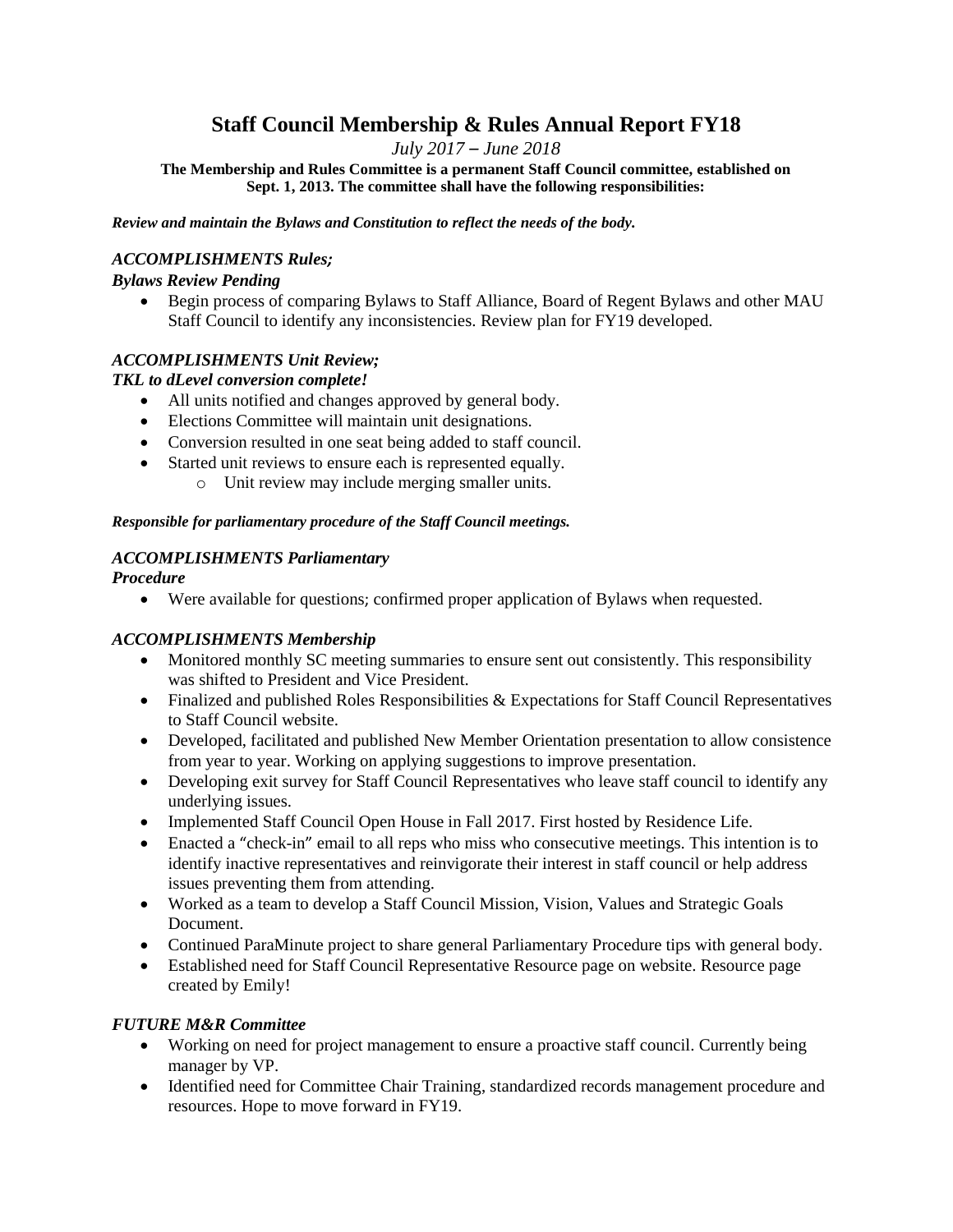# Staff Council Membership & Rules Annual Report FY18

*July 2017 – June 2018*

**The Membership and Rules Committee is a permanent Staff Council committee, established on Sept. 1, 2013. The committee shall have the following responsibilities:**

***Review and maintain the Bylaws and Constitution to reflect the needs of the body.***

### *ACCOMPLISHMENTS Rules;*

***Bylaws Review Pending***

- Begin process of comparing Bylaws to Staff Alliance, Board of Regent Bylaws and other MAU Staff Council to identify any inconsistencies. Review plan for FY19 developed.

### *ACCOMPLISHMENTS Unit Review;*

***TKL to dLevel conversion complete!***

- All units notified and changes approved by general body.
- Elections Committee will maintain unit designations.
- Conversion resulted in one seat being added to staff council.
- Started unit reviews to ensure each is represented equally.
    - Unit review may include merging smaller units.

***Responsible for parliamentary procedure of the Staff Council meetings.***

### *ACCOMPLISHMENTS Parliamentary Procedure*

- Were available for questions; confirmed proper application of Bylaws when requested.

### *ACCOMPLISHMENTS Membership*

- Monitored monthly SC meeting summaries to ensure sent out consistently. This responsibility was shifted to President and Vice President.
- Finalized and published Roles Responsibilities & Expectations for Staff Council Representatives to Staff Council website.
- Developed, facilitated and published New Member Orientation presentation to allow consistence from year to year. Working on applying suggestions to improve presentation.
- Developing exit survey for Staff Council Representatives who leave staff council to identify any underlying issues.
- Implemented Staff Council Open House in Fall 2017. First hosted by Residence Life.
- Enacted a "check-in" email to all reps who miss who consecutive meetings. This intention is to identify inactive representatives and reinvigorate their interest in staff council or help address issues preventing them from attending.
- Worked as a team to develop a Staff Council Mission, Vision, Values and Strategic Goals Document.
- Continued ParaMinute project to share general Parliamentary Procedure tips with general body.
- Established need for Staff Council Representative Resource page on website. Resource page created by Emily!

### *FUTURE M&R Committee*

- Working on need for project management to ensure a proactive staff council. Currently being manager by VP.
- Identified need for Committee Chair Training, standardized records management procedure and resources. Hope to move forward in FY19.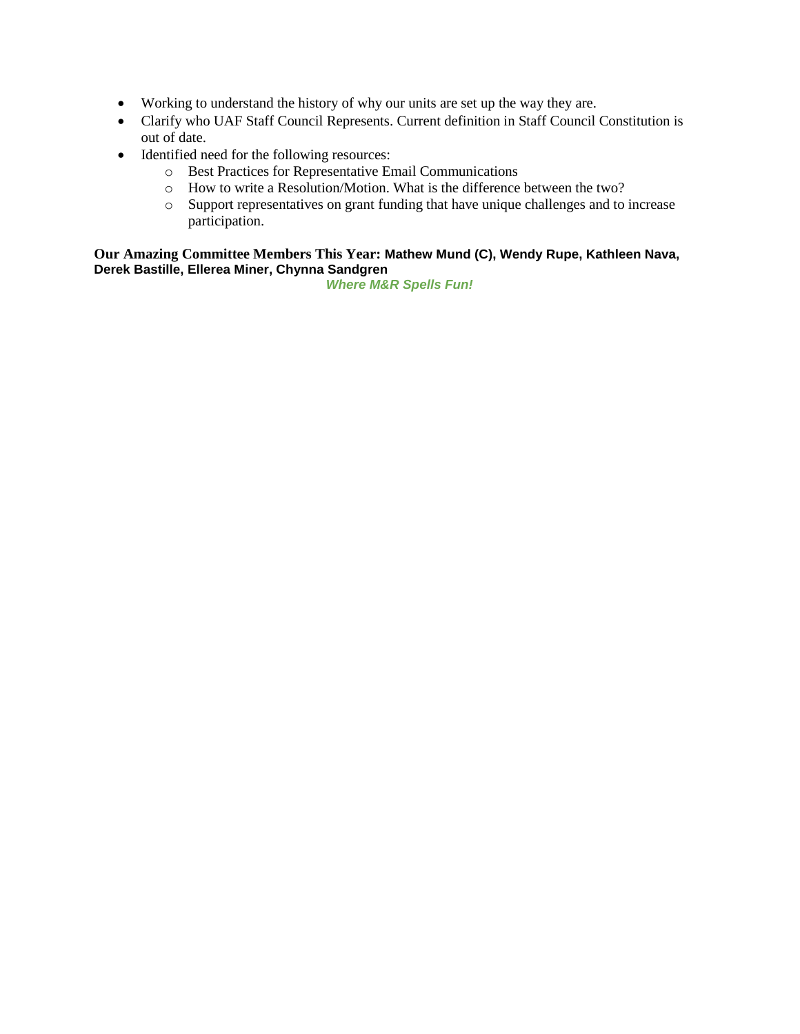- Working to understand the history of why our units are set up the way they are.
- Clarify who UAF Staff Council Represents. Current definition in Staff Council Constitution is out of date.
- Identified need for the following resources:
    - Best Practices for Representative Email Communications
    - How to write a Resolution/Motion. What is the difference between the two?
    - Support representatives on grant funding that have unique challenges and to increase participation.

**Our Amazing Committee Members This Year: Mathew Mund (C), Wendy Rupe, Kathleen Nava, Derek Bastille, Ellerea Miner, Chynna Sandgren**

***Where M&R Spells Fun!***